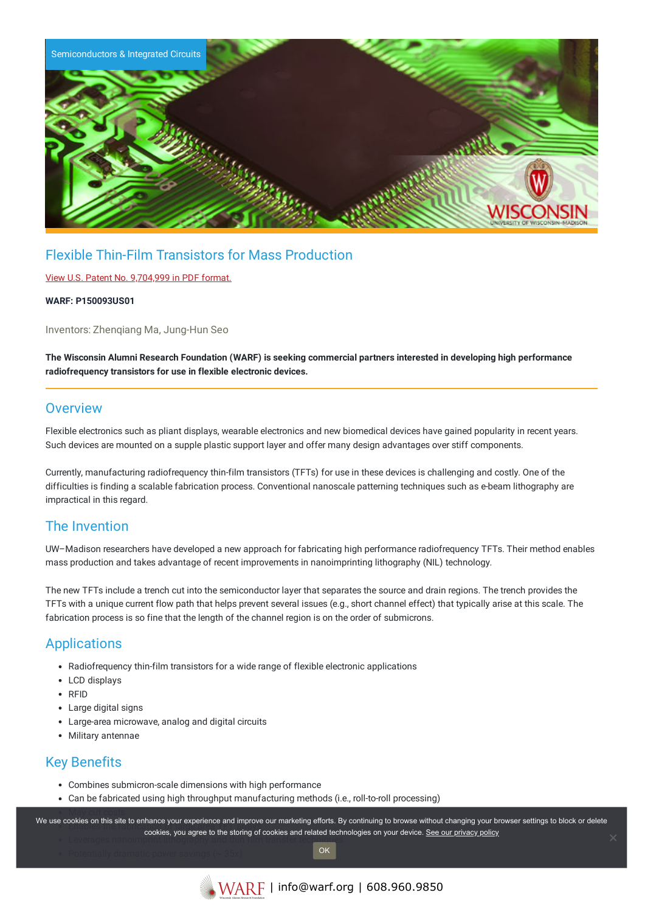Semiconductors & Integrated Circuits

# Flexible Thin-Film Transistors for Mass Production

View U.S. Patent No. 9,704,999 in PDF format.

**WARF: P150093US01**

Inventors: Zhenqiang Ma, Jung-Hun Seo

**The Wisconsin Alumni Research Foundation (WARF) is seeking commercial partners interested in developing high performance radiofrequency transistors for use in flexible electronic devices.**

## Overview

Flexible electronics such as pliant displays, wearable electronics and new biomedical devices have gained popularity in recent years. Such devices are mounted on a supple plastic support layer and offer many design advantages over stiff components.

Currently, manufacturing radiofrequency thin-film transistors (TFTs) for use in these devices is challenging and costly. One of the difficulties is finding a scalable fabrication process. Conventional nanoscale patterning techniques such as e-beam lithography are impractical in this regard.

## The Invention

UW–Madison researchers have developed a new approach for fabricating high performance radiofrequency TFTs. Their method enables mass production and takes advantage of recent improvements in nanoimprinting lithography (NIL) technology.

The new TFTs include a trench cut into the semiconductor layer that separates the source and drain regions. The trench provides the TFTs with a unique current flow path that helps prevent several issues (e.g., short channel effect) that typically arise at this scale. The fabrication process is so fine that the length of the channel region is on the order of submicrons.

## Applications

- Radiofrequency thin-film transistors for a wide range of flexible electronic applications
- LCD displays
- RFID
- Large digital signs
- Large-area microwave, analog and digital circuits
- Military antennae

## Key Benefits

- Combines submicron-scale dimensions with high performance
- Can be fabricated using high throughput manufacturing methods (i.e., roll-to-roll processing)
- May cut costs
- Enables the [...]
- Leverages nanoimprint lithography [...]
- Potentially dramatic power savings (~ 33x)

We use cookies on this site to enhance your experience and improve our marketing efforts. By continuing to browse without changing your browser settings to block or delete cookies, you agree to the storing of cookies and related technologies on your device. See our privacy policy

OK

WARF | info@warf.org | 608.960.9850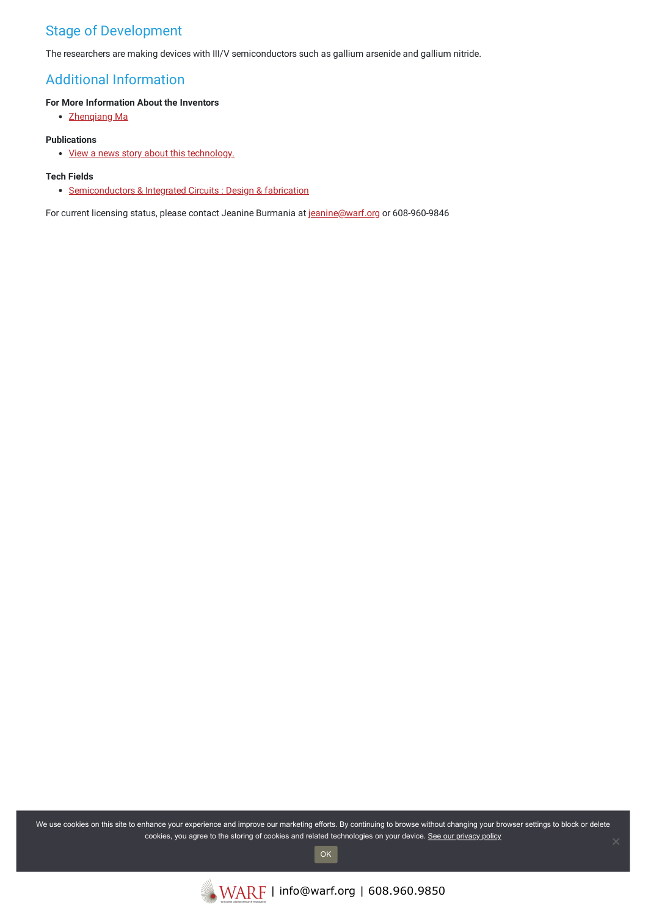## Stage of Development

The researchers are making devices with III/V semiconductors such as gallium arsenide and gallium nitride.

## Additional Information

**For More Information About the Inventors**

- Zhenqiang Ma

**Publications**

- View a news story about this technology.

**Tech Fields**

- Semiconductors & Integrated Circuits : Design & fabrication

For current licensing status, please contact Jeanine Burmania at jeanine@warf.org or 608-960-9846